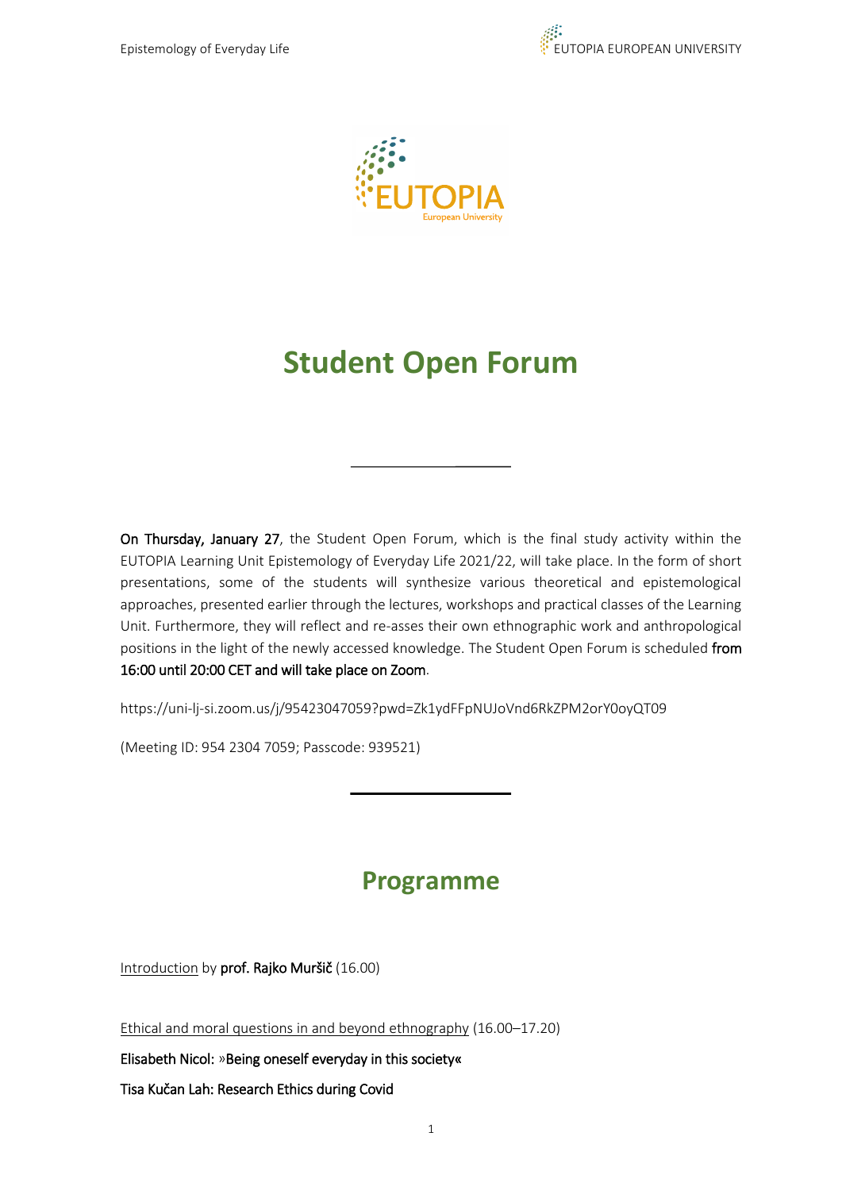# Student Open Forum

---

**On Thursday, January 27**, the Student Open Forum, which is the final study activity within the EUTOPIA Learning Unit Epistemology of Everyday Life 2021/22, will take place. In the form of short presentations, some of the students will synthesize various theoretical and epistemological approaches, presented earlier through the lectures, workshops and practical classes of the Learning Unit. Furthermore, they will reflect and re-asses their own ethnographic work and anthropological positions in the light of the newly accessed knowledge. The Student Open Forum is scheduled **from 16:00 until 20:00 CET and will take place on Zoom**.

https://uni-lj-si.zoom.us/j/95423047059?pwd=Zk1ydFFpNUJoVnd6RkZPM2orY0oyQT09

(Meeting ID: 954 2304 7059; Passcode: 939521)

---

## Programme

Introduction by **prof. Rajko Muršič** (16.00)

Ethical and moral questions in and beyond ethnography (16.00–17.20)

**Elisabeth Nicol:** »**Being oneself everyday in this society**«

**Tisa Kučan Lah: Research Ethics during Covid**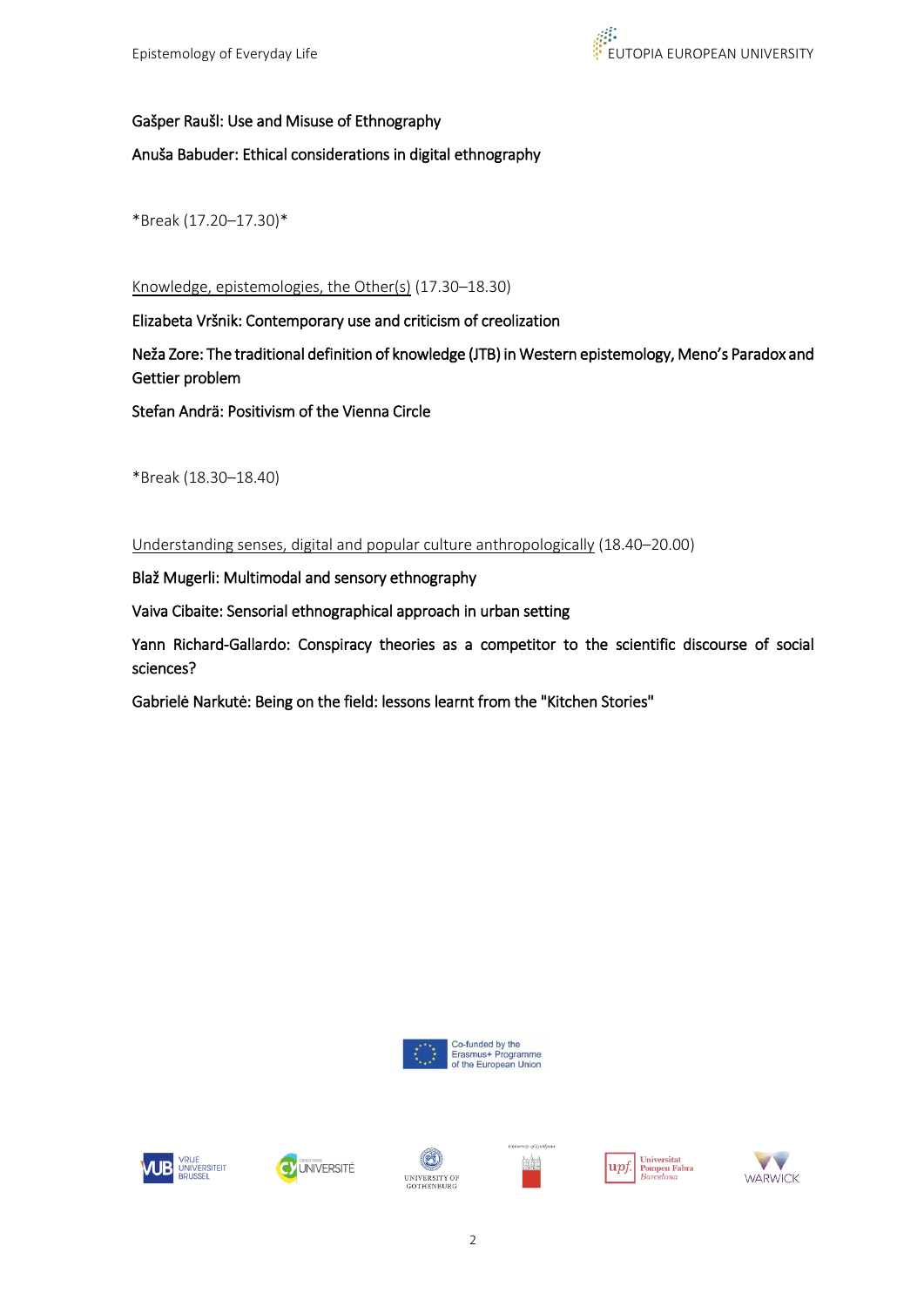Gašper Raušl: Use and Misuse of Ethnography

Anuša Babuder: Ethical considerations in digital ethnography

*Break (17.20–17.30)*

<u>Knowledge, epistemologies, the Other(s)</u> (17.30–18.30)

Elizabeta Vršnik: Contemporary use and criticism of creolization

Neža Zore: The traditional definition of knowledge (JTB) in Western epistemology, Meno's Paradox and Gettier problem

Stefan Andrä: Positivism of the Vienna Circle

*Break (18.30–18.40)

<u>Understanding senses, digital and popular culture anthropologically</u> (18.40–20.00)

Blaž Mugerli: Multimodal and sensory ethnography

Vaiva Cibaite: Sensorial ethnographical approach in urban setting

Yann Richard-Gallardo: Conspiracy theories as a competitor to the scientific discourse of social sciences?

Gabrielė Narkutė: Being on the field: lessons learnt from the "Kitchen Stories"

Co-funded by the Erasmus+ Programme of the European Union